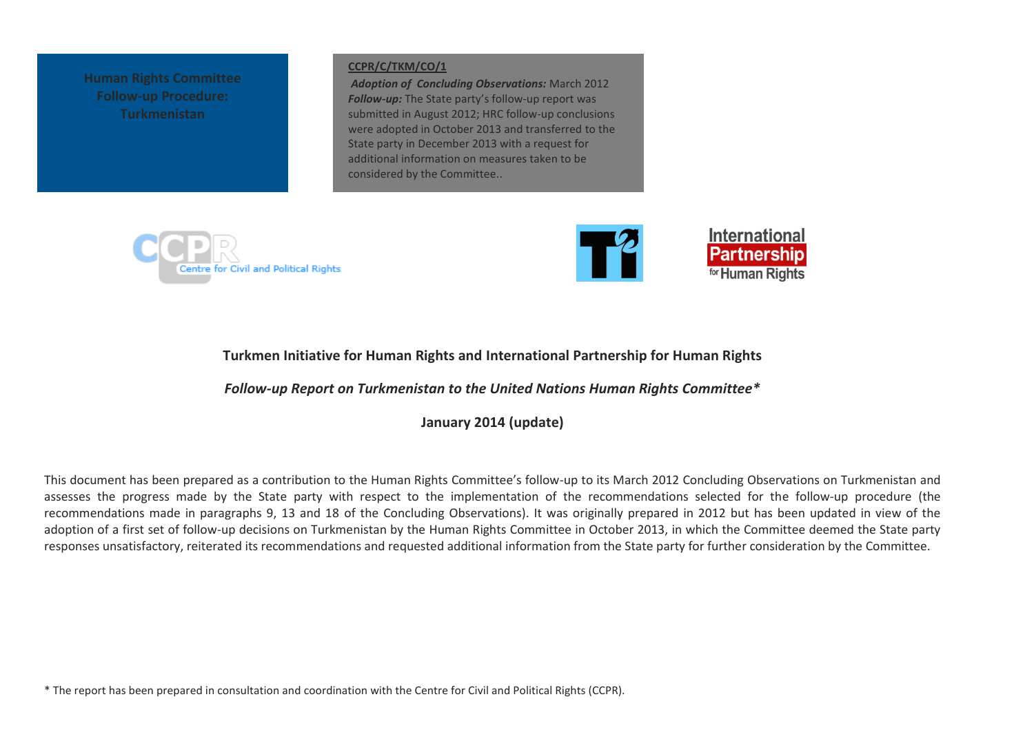**Human Rights Committee Follow-up Procedure: Turkmenistan**

**CCPR/C/TKM/CO/1**

***Adoption of Concluding Observations:*** March 2012
***Follow-up:*** The State party's follow-up report was submitted in August 2012; HRC follow-up conclusions were adopted in October 2013 and transferred to the State party in December 2013 with a request for additional information on measures taken to be considered by the Committee..

CCPR Centre for Civil and Political Rights

International Partnership for Human Rights

# Turkmen Initiative for Human Rights and International Partnership for Human Rights

## *Follow-up Report on Turkmenistan to the United Nations Human Rights Committee**

**January 2014 (update)**

This document has been prepared as a contribution to the Human Rights Committee's follow-up to its March 2012 Concluding Observations on Turkmenistan and assesses the progress made by the State party with respect to the implementation of the recommendations selected for the follow-up procedure (the recommendations made in paragraphs 9, 13 and 18 of the Concluding Observations). It was originally prepared in 2012 but has been updated in view of the adoption of a first set of follow-up decisions on Turkmenistan by the Human Rights Committee in October 2013, in which the Committee deemed the State party responses unsatisfactory, reiterated its recommendations and requested additional information from the State party for further consideration by the Committee.

* The report has been prepared in consultation and coordination with the Centre for Civil and Political Rights (CCPR).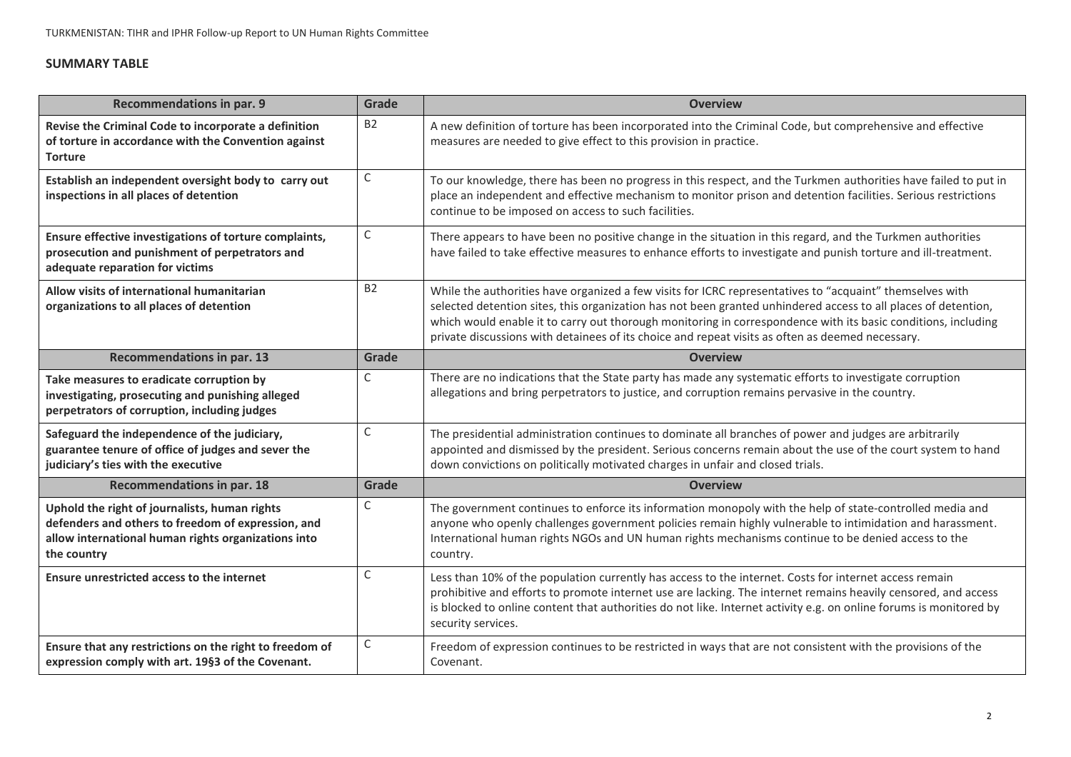## SUMMARY TABLE

| Recommendations in par. 9 | Grade | Overview |
|---|---|---|
| **Revise the Criminal Code to incorporate a definition of torture in accordance with the Convention against Torture** | B2 | A new definition of torture has been incorporated into the Criminal Code, but comprehensive and effective measures are needed to give effect to this provision in practice. |
| **Establish an independent oversight body to carry out inspections in all places of detention** | C | To our knowledge, there has been no progress in this respect, and the Turkmen authorities have failed to put in place an independent and effective mechanism to monitor prison and detention facilities. Serious restrictions continue to be imposed on access to such facilities. |
| **Ensure effective investigations of torture complaints, prosecution and punishment of perpetrators and adequate reparation for victims** | C | There appears to have been no positive change in the situation in this regard, and the Turkmen authorities have failed to take effective measures to enhance efforts to investigate and punish torture and ill-treatment. |
| **Allow visits of international humanitarian organizations to all places of detention** | B2 | While the authorities have organized a few visits for ICRC representatives to "acquaint" themselves with selected detention sites, this organization has not been granted unhindered access to all places of detention, which would enable it to carry out thorough monitoring in correspondence with its basic conditions, including private discussions with detainees of its choice and repeat visits as often as deemed necessary. |
| **Recommendations in par. 13** | **Grade** | **Overview** |
| **Take measures to eradicate corruption by investigating, prosecuting and punishing alleged perpetrators of corruption, including judges** | C | There are no indications that the State party has made any systematic efforts to investigate corruption allegations and bring perpetrators to justice, and corruption remains pervasive in the country. |
| **Safeguard the independence of the judiciary, guarantee tenure of office of judges and sever the judiciary's ties with the executive** | C | The presidential administration continues to dominate all branches of power and judges are arbitrarily appointed and dismissed by the president. Serious concerns remain about the use of the court system to hand down convictions on politically motivated charges in unfair and closed trials. |
| **Recommendations in par. 18** | **Grade** | **Overview** |
| **Uphold the right of journalists, human rights defenders and others to freedom of expression, and allow international human rights organizations into the country** | C | The government continues to enforce its information monopoly with the help of state-controlled media and anyone who openly challenges government policies remain highly vulnerable to intimidation and harassment. International human rights NGOs and UN human rights mechanisms continue to be denied access to the country. |
| **Ensure unrestricted access to the internet** | C | Less than 10% of the population currently has access to the internet. Costs for internet access remain prohibitive and efforts to promote internet use are lacking. The internet remains heavily censored, and access is blocked to online content that authorities do not like. Internet activity e.g. on online forums is monitored by security services. |
| **Ensure that any restrictions on the right to freedom of expression comply with art. 19§3 of the Covenant.** | C | Freedom of expression continues to be restricted in ways that are not consistent with the provisions of the Covenant. |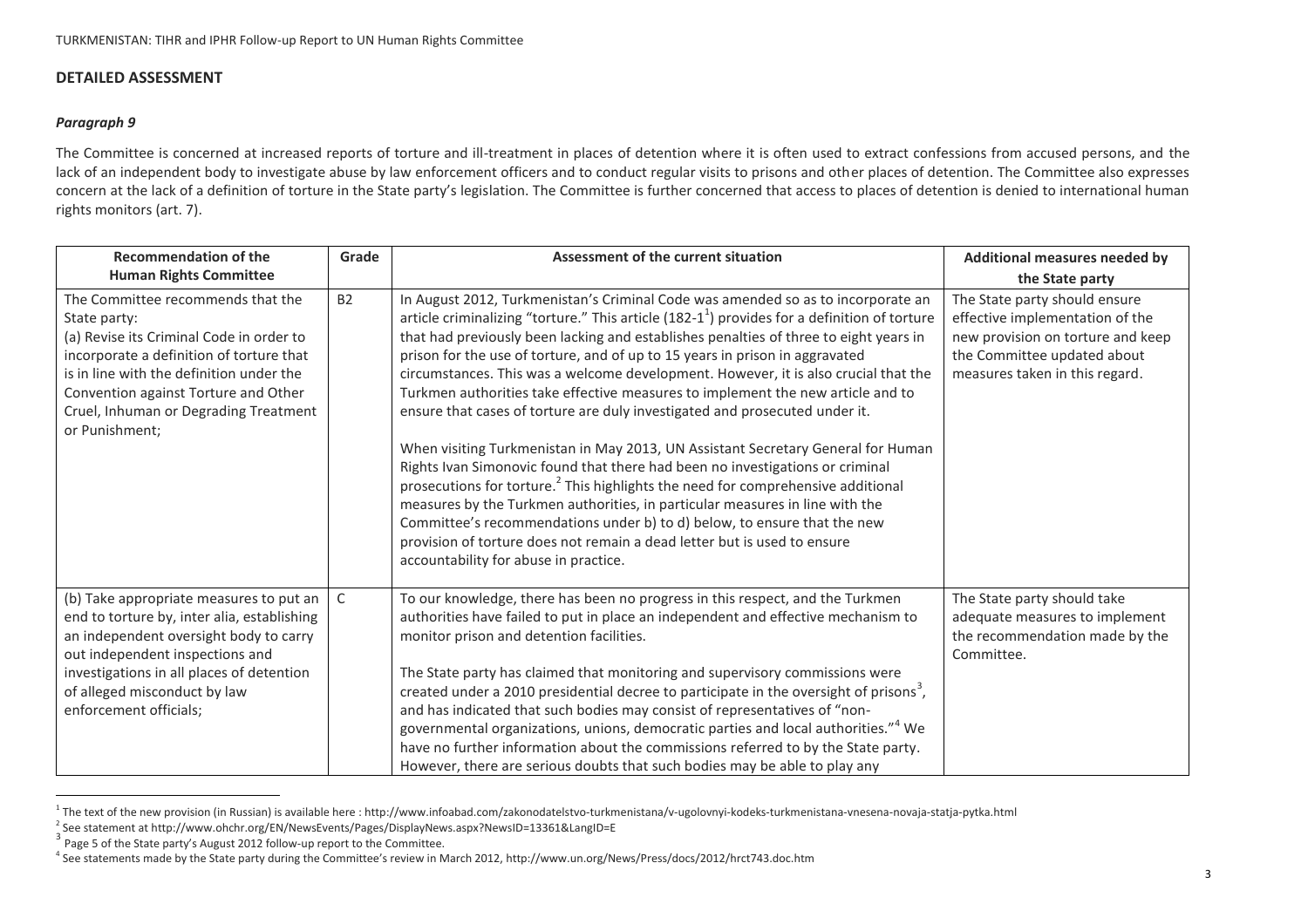## DETAILED ASSESSMENT

### *Paragraph 9*

The Committee is concerned at increased reports of torture and ill-treatment in places of detention where it is often used to extract confessions from accused persons, and the lack of an independent body to investigate abuse by law enforcement officers and to conduct regular visits to prisons and other places of detention. The Committee also expresses concern at the lack of a definition of torture in the State party's legislation. The Committee is further concerned that access to places of detention is denied to international human rights monitors (art. 7).

| Recommendation of the Human Rights Committee | Grade | Assessment of the current situation | Additional measures needed by the State party |
|---|---|---|---|
| The Committee recommends that the State party:<br>(a) Revise its Criminal Code in order to incorporate a definition of torture that is in line with the definition under the Convention against Torture and Other Cruel, Inhuman or Degrading Treatment or Punishment; | B2 | In August 2012, Turkmenistan's Criminal Code was amended so as to incorporate an article criminalizing "torture." This article (182-1[1]) provides for a definition of torture that had previously been lacking and establishes penalties of three to eight years in prison for the use of torture, and of up to 15 years in prison in aggravated circumstances. This was a welcome development. However, it is also crucial that the Turkmen authorities take effective measures to implement the new article and to ensure that cases of torture are duly investigated and prosecuted under it.<br><br>When visiting Turkmenistan in May 2013, UN Assistant Secretary General for Human Rights Ivan Simonovic found that there had been no investigations or criminal prosecutions for torture.[2] This highlights the need for comprehensive additional measures by the Turkmen authorities, in particular measures in line with the Committee's recommendations under b) to d) below, to ensure that the new provision of torture does not remain a dead letter but is used to ensure accountability for abuse in practice. | The State party should ensure effective implementation of the new provision on torture and keep the Committee updated about measures taken in this regard. |
| (b) Take appropriate measures to put an end to torture by, inter alia, establishing an independent oversight body to carry out independent inspections and investigations in all places of detention of alleged misconduct by law enforcement officials; | C | To our knowledge, there has been no progress in this respect, and the Turkmen authorities have failed to put in place an independent and effective mechanism to monitor prison and detention facilities.<br><br>The State party has claimed that monitoring and supervisory commissions were created under a 2010 presidential decree to participate in the oversight of prisons[3], and has indicated that such bodies may consist of representatives of "non-governmental organizations, unions, democratic parties and local authorities."[4] We have no further information about the commissions referred to by the State party. However, there are serious doubts that such bodies may be able to play any | The State party should take adequate measures to implement the recommendation made by the Committee. |

[1] The text of the new provision (in Russian) is available here : http://www.infoabad.com/zakonodatelstvo-turkmenistana/v-ugolovnyi-kodeks-turkmenistana-vnesena-novaja-statja-pytka.html

[2] See statement at http://www.ohchr.org/EN/NewsEvents/Pages/DisplayNews.aspx?NewsID=13361&LangID=E

[3] Page 5 of the State party's August 2012 follow-up report to the Committee.

[4] See statements made by the State party during the Committee's review in March 2012, http://www.un.org/News/Press/docs/2012/hrct743.doc.htm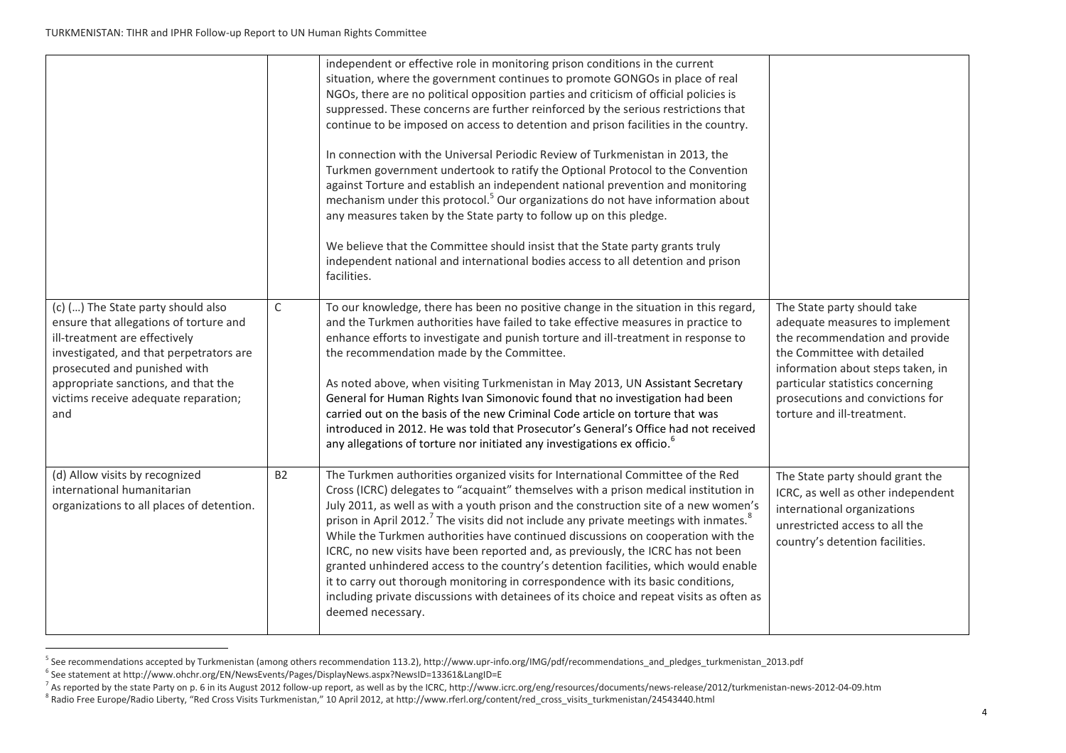| | | | |
|---|---|---|---|
| | | independent or effective role in monitoring prison conditions in the current situation, where the government continues to promote GONGOs in place of real NGOs, there are no political opposition parties and criticism of official policies is suppressed. These concerns are further reinforced by the serious restrictions that continue to be imposed on access to detention and prison facilities in the country.<br><br>In connection with the Universal Periodic Review of Turkmenistan in 2013, the Turkmen government undertook to ratify the Optional Protocol to the Convention against Torture and establish an independent national prevention and monitoring mechanism under this protocol.[5] Our organizations do not have information about any measures taken by the State party to follow up on this pledge.<br><br>We believe that the Committee should insist that the State party grants truly independent national and international bodies access to all detention and prison facilities. | |
| (c) (…) The State party should also ensure that allegations of torture and ill-treatment are effectively investigated, and that perpetrators are prosecuted and punished with appropriate sanctions, and that the victims receive adequate reparation; and | C | To our knowledge, there has been no positive change in the situation in this regard, and the Turkmen authorities have failed to take effective measures in practice to enhance efforts to investigate and punish torture and ill-treatment in response to the recommendation made by the Committee.<br><br>As noted above, when visiting Turkmenistan in May 2013, UN Assistant Secretary General for Human Rights Ivan Simonovic found that no investigation had been carried out on the basis of the new Criminal Code article on torture that was introduced in 2012. He was told that Prosecutor's General's Office had not received any allegations of torture nor initiated any investigations ex officio.[6] | The State party should take adequate measures to implement the recommendation and provide the Committee with detailed information about steps taken, in particular statistics concerning prosecutions and convictions for torture and ill-treatment. |
| (d) Allow visits by recognized international humanitarian organizations to all places of detention. | B2 | The Turkmen authorities organized visits for International Committee of the Red Cross (ICRC) delegates to "acquaint" themselves with a prison medical institution in July 2011, as well as with a youth prison and the construction site of a new women's prison in April 2012.[7] The visits did not include any private meetings with inmates.[8] While the Turkmen authorities have continued discussions on cooperation with the ICRC, no new visits have been reported and, as previously, the ICRC has not been granted unhindered access to the country's detention facilities, which would enable it to carry out thorough monitoring in correspondence with its basic conditions, including private discussions with detainees of its choice and repeat visits as often as deemed necessary. | The State party should grant the ICRC, as well as other independent international organizations unrestricted access to all the country's detention facilities. |

[5] See recommendations accepted by Turkmenistan (among others recommendation 113.2), http://www.upr-info.org/IMG/pdf/recommendations_and_pledges_turkmenistan_2013.pdf

[6] See statement at http://www.ohchr.org/EN/NewsEvents/Pages/DisplayNews.aspx?NewsID=13361&LangID=E

[7] As reported by the state Party on p. 6 in its August 2012 follow-up report, as well as by the ICRC, http://www.icrc.org/eng/resources/documents/news-release/2012/turkmenistan-news-2012-04-09.htm

[8] Radio Free Europe/Radio Liberty, "Red Cross Visits Turkmenistan," 10 April 2012, at http://www.rferl.org/content/red_cross_visits_turkmenistan/24543440.html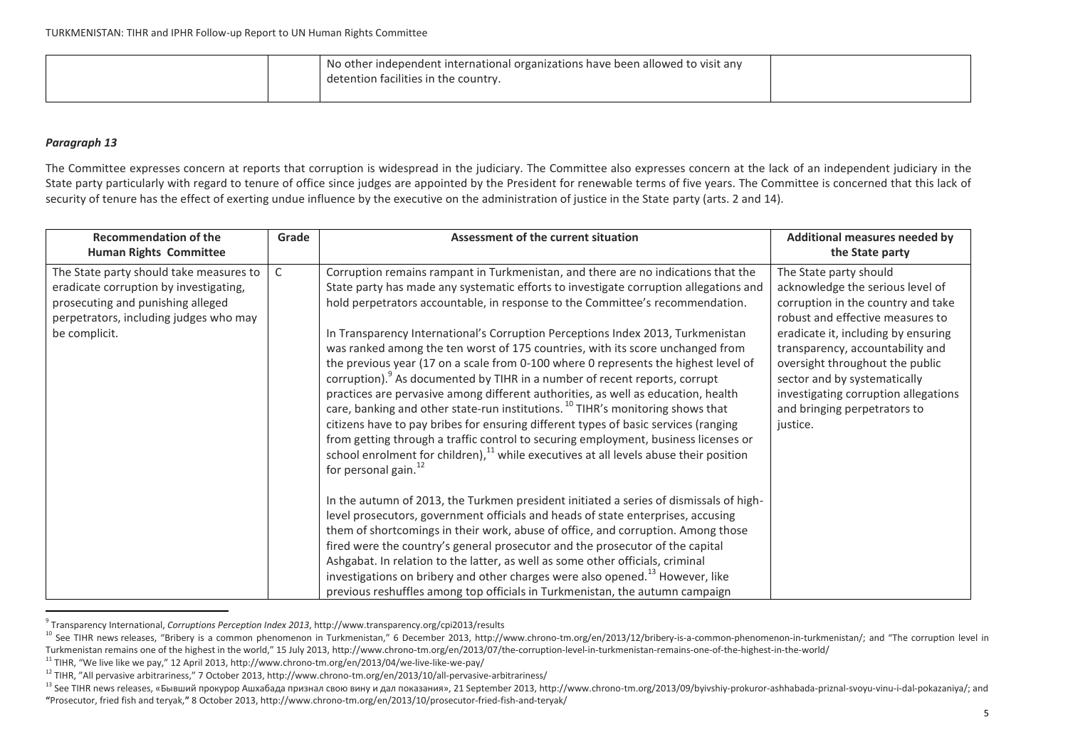| | | No other independent international organizations have been allowed to visit any detention facilities in the country. | |
|---|---|---|---|

### *Paragraph 13*

The Committee expresses concern at reports that corruption is widespread in the judiciary. The Committee also expresses concern at the lack of an independent judiciary in the State party particularly with regard to tenure of office since judges are appointed by the President for renewable terms of five years. The Committee is concerned that this lack of security of tenure has the effect of exerting undue influence by the executive on the administration of justice in the State party (arts. 2 and 14).

| Recommendation of the Human Rights Committee | Grade | Assessment of the current situation | Additional measures needed by the State party |
|---|---|---|---|
| The State party should take measures to eradicate corruption by investigating, prosecuting and punishing alleged perpetrators, including judges who may be complicit. | C | Corruption remains rampant in Turkmenistan, and there are no indications that the State party has made any systematic efforts to investigate corruption allegations and hold perpetrators accountable, in response to the Committee's recommendation.<br><br>In Transparency International's Corruption Perceptions Index 2013, Turkmenistan was ranked among the ten worst of 175 countries, with its score unchanged from the previous year (17 on a scale from 0-100 where 0 represents the highest level of corruption).[9] As documented by TIHR in a number of recent reports, corrupt practices are pervasive among different authorities, as well as education, health care, banking and other state-run institutions.[10] TIHR's monitoring shows that citizens have to pay bribes for ensuring different types of basic services (ranging from getting through a traffic control to securing employment, business licenses or school enrolment for children),[11] while executives at all levels abuse their position for personal gain.[12]<br><br>In the autumn of 2013, the Turkmen president initiated a series of dismissals of high-level prosecutors, government officials and heads of state enterprises, accusing them of shortcomings in their work, abuse of office, and corruption. Among those fired were the country's general prosecutor and the prosecutor of the capital Ashgabat. In relation to the latter, as well as some other officials, criminal investigations on bribery and other charges were also opened.[13] However, like previous reshuffles among top officials in Turkmenistan, the autumn campaign | The State party should acknowledge the serious level of corruption in the country and take robust and effective measures to eradicate it, including by ensuring transparency, accountability and oversight throughout the public sector and by systematically investigating corruption allegations and bringing perpetrators to justice. |

---

[9] Transparency International, *Corruptions Perception Index 2013*, http://www.transparency.org/cpi2013/results

[10] See TIHR news releases, "Bribery is a common phenomenon in Turkmenistan," 6 December 2013, http://www.chrono-tm.org/en/2013/12/bribery-is-a-common-phenomenon-in-turkmenistan/; and "The corruption level in Turkmenistan remains one of the highest in the world," 15 July 2013, http://www.chrono-tm.org/en/2013/07/the-corruption-level-in-turkmenistan-remains-one-of-the-highest-in-the-world/

[11] TIHR, "We live like we pay," 12 April 2013, http://www.chrono-tm.org/en/2013/04/we-live-like-we-pay/

[12] TIHR, "All pervasive arbitrariness," 7 October 2013, http://www.chrono-tm.org/en/2013/10/all-pervasive-arbitrariness/

[13] See TIHR news releases, «Бывший прокурор Ашхабада признал свою вину и дал показания», 21 September 2013, http://www.chrono-tm.org/2013/09/byivshiy-prokuror-ashhabada-priznal-svoyu-vinu-i-dal-pokazaniya/; and "Prosecutor, fried fish and teryak," 8 October 2013, http://www.chrono-tm.org/en/2013/10/prosecutor-fried-fish-and-teryak/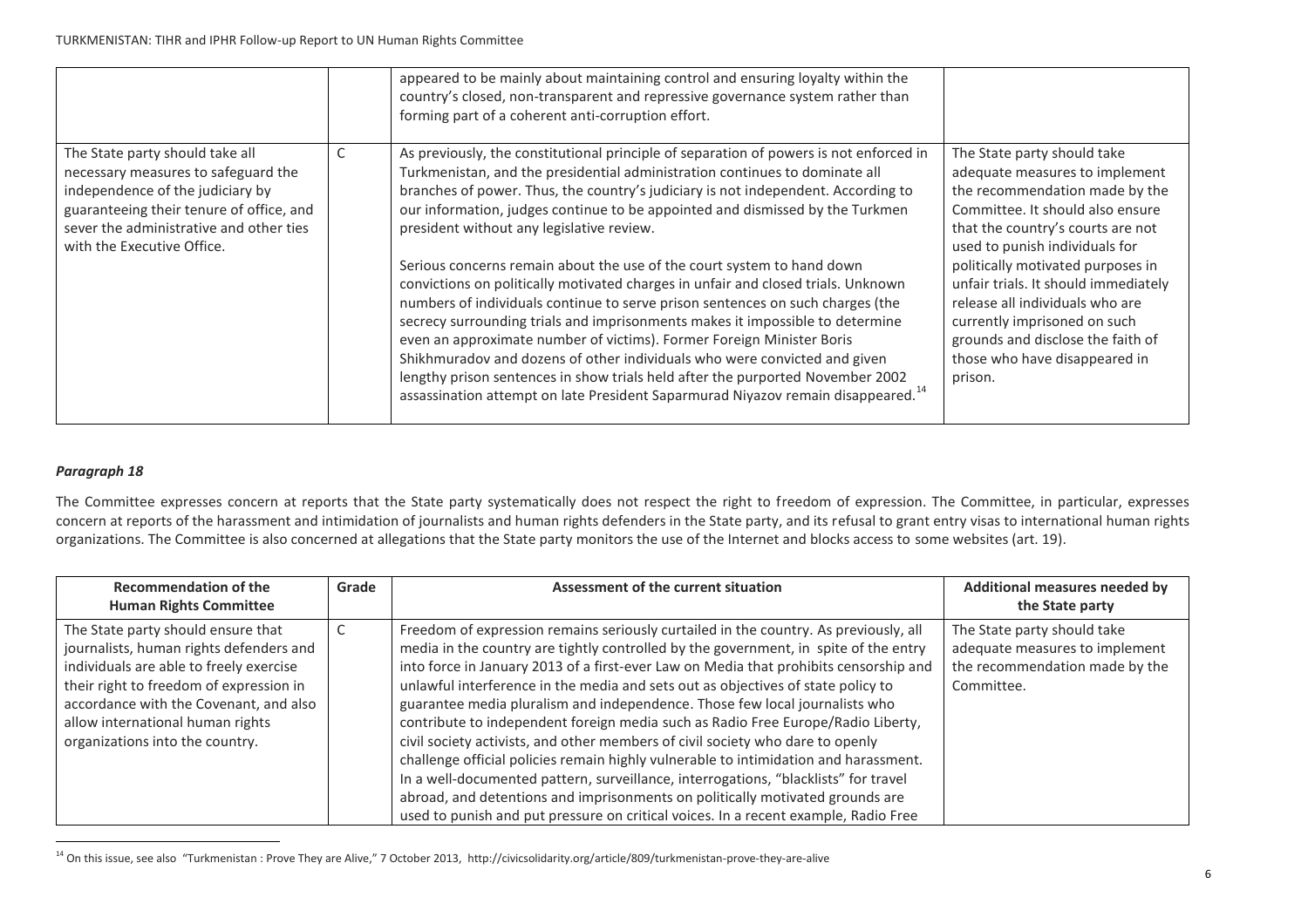| | | | |
|---|---|---|---|
| | | appeared to be mainly about maintaining control and ensuring loyalty within the country's closed, non-transparent and repressive governance system rather than forming part of a coherent anti-corruption effort. | |
| The State party should take all necessary measures to safeguard the independence of the judiciary by guaranteeing their tenure of office, and sever the administrative and other ties with the Executive Office. | C | As previously, the constitutional principle of separation of powers is not enforced in Turkmenistan, and the presidential administration continues to dominate all branches of power. Thus, the country's judiciary is not independent. According to our information, judges continue to be appointed and dismissed by the Turkmen president without any legislative review. <br><br> Serious concerns remain about the use of the court system to hand down convictions on politically motivated charges in unfair and closed trials. Unknown numbers of individuals continue to serve prison sentences on such charges (the secrecy surrounding trials and imprisonments makes it impossible to determine even an approximate number of victims). Former Foreign Minister Boris Shikhmuradov and dozens of other individuals who were convicted and given lengthy prison sentences in show trials held after the purported November 2002 assassination attempt on late President Saparmurad Niyazov remain disappeared.[14] | The State party should take adequate measures to implement the recommendation made by the Committee. It should also ensure that the country's courts are not used to punish individuals for politically motivated purposes in unfair trials. It should immediately release all individuals who are currently imprisoned on such grounds and disclose the faith of those who have disappeared in prison. |

### *Paragraph 18*

The Committee expresses concern at reports that the State party systematically does not respect the right to freedom of expression. The Committee, in particular, expresses concern at reports of the harassment and intimidation of journalists and human rights defenders in the State party, and its refusal to grant entry visas to international human rights organizations. The Committee is also concerned at allegations that the State party monitors the use of the Internet and blocks access to some websites (art. 19).

| Recommendation of the Human Rights Committee | Grade | Assessment of the current situation | Additional measures needed by the State party |
|---|---|---|---|
| The State party should ensure that journalists, human rights defenders and individuals are able to freely exercise their right to freedom of expression in accordance with the Covenant, and also allow international human rights organizations into the country. | C | Freedom of expression remains seriously curtailed in the country. As previously, all media in the country are tightly controlled by the government, in spite of the entry into force in January 2013 of a first-ever Law on Media that prohibits censorship and unlawful interference in the media and sets out as objectives of state policy to guarantee media pluralism and independence. Those few local journalists who contribute to independent foreign media such as Radio Free Europe/Radio Liberty, civil society activists, and other members of civil society who dare to openly challenge official policies remain highly vulnerable to intimidation and harassment. In a well-documented pattern, surveillance, interrogations, "blacklists" for travel abroad, and detentions and imprisonments on politically motivated grounds are used to punish and put pressure on critical voices. In a recent example, Radio Free | The State party should take adequate measures to implement the recommendation made by the Committee. |

[14] On this issue, see also "Turkmenistan : Prove They are Alive," 7 October 2013, http://civicsolidarity.org/article/809/turkmenistan-prove-they-are-alive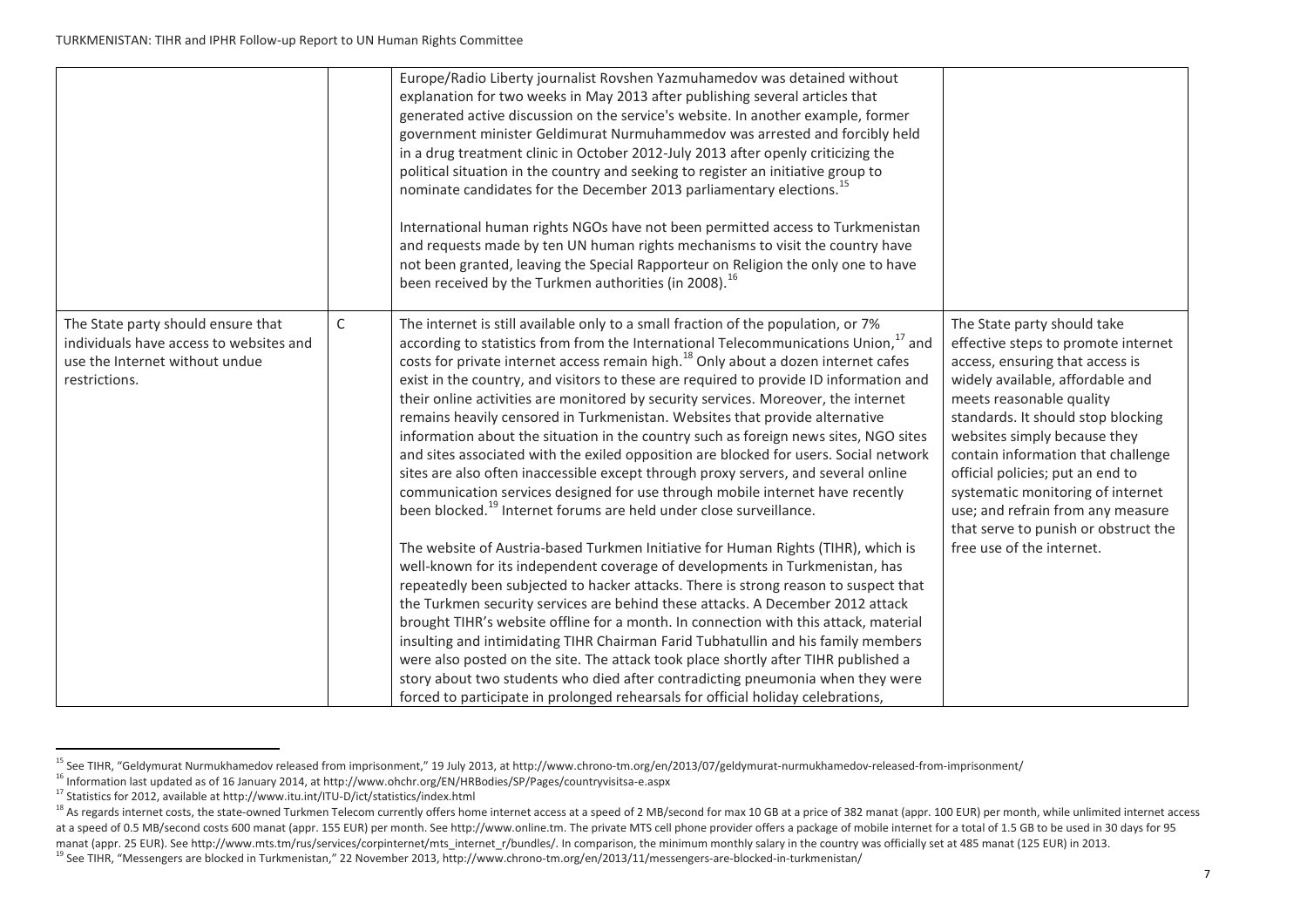| | | | |
|---|---|---|---|
| | | Europe/Radio Liberty journalist Rovshen Yazmuhamedov was detained without explanation for two weeks in May 2013 after publishing several articles that generated active discussion on the service's website. In another example, former government minister Geldimurat Nurmuhammedov was arrested and forcibly held in a drug treatment clinic in October 2012-July 2013 after openly criticizing the political situation in the country and seeking to register an initiative group to nominate candidates for the December 2013 parliamentary elections.[15]<br><br>International human rights NGOs have not been permitted access to Turkmenistan and requests made by ten UN human rights mechanisms to visit the country have not been granted, leaving the Special Rapporteur on Religion the only one to have been received by the Turkmen authorities (in 2008).[16] | |
| The State party should ensure that individuals have access to websites and use the Internet without undue restrictions. | C | The internet is still available only to a small fraction of the population, or 7% according to statistics from from the International Telecommunications Union,[17] and costs for private internet access remain high.[18] Only about a dozen internet cafes exist in the country, and visitors to these are required to provide ID information and their online activities are monitored by security services. Moreover, the internet remains heavily censored in Turkmenistan. Websites that provide alternative information about the situation in the country such as foreign news sites, NGO sites and sites associated with the exiled opposition are blocked for users. Social network sites are also often inaccessible except through proxy servers, and several online communication services designed for use through mobile internet have recently been blocked.[19] Internet forums are held under close surveillance.<br><br>The website of Austria-based Turkmen Initiative for Human Rights (TIHR), which is well-known for its independent coverage of developments in Turkmenistan, has repeatedly been subjected to hacker attacks. There is strong reason to suspect that the Turkmen security services are behind these attacks. A December 2012 attack brought TIHR's website offline for a month. In connection with this attack, material insulting and intimidating TIHR Chairman Farid Tubhatullin and his family members were also posted on the site. The attack took place shortly after TIHR published a story about two students who died after contradicting pneumonia when they were forced to participate in prolonged rehearsals for official holiday celebrations, | The State party should take effective steps to promote internet access, ensuring that access is widely available, affordable and meets reasonable quality standards. It should stop blocking websites simply because they contain information that challenge official policies; put an end to systematic monitoring of internet use; and refrain from any measure that serve to punish or obstruct the free use of the internet. |

[15] See TIHR, "Geldymurat Nurmukhamedov released from imprisonment," 19 July 2013, at http://www.chrono-tm.org/en/2013/07/geldymurat-nurmukhamedov-released-from-imprisonment/

[16] Information last updated as of 16 January 2014, at http://www.ohchr.org/EN/HRBodies/SP/Pages/countryvisitsa-e.aspx

[17] Statistics for 2012, available at http://www.itu.int/ITU-D/ict/statistics/index.html

[18] As regards internet costs, the state-owned Turkmen Telecom currently offers home internet access at a speed of 2 MB/second for max 10 GB at a price of 382 manat (appr. 100 EUR) per month, while unlimited internet access at a speed of 0.5 MB/second costs 600 manat (appr. 155 EUR) per month. See http://www.online.tm. The private MTS cell phone provider offers a package of mobile internet for a total of 1.5 GB to be used in 30 days for 95 manat (appr. 25 EUR). See http://www.mts.tm/rus/services/corpinternet/mts_internet_r/bundles/. In comparison, the minimum monthly salary in the country was officially set at 485 manat (125 EUR) in 2013.

[19] See TIHR, "Messengers are blocked in Turkmenistan," 22 November 2013, http://www.chrono-tm.org/en/2013/11/messengers-are-blocked-in-turkmenistan/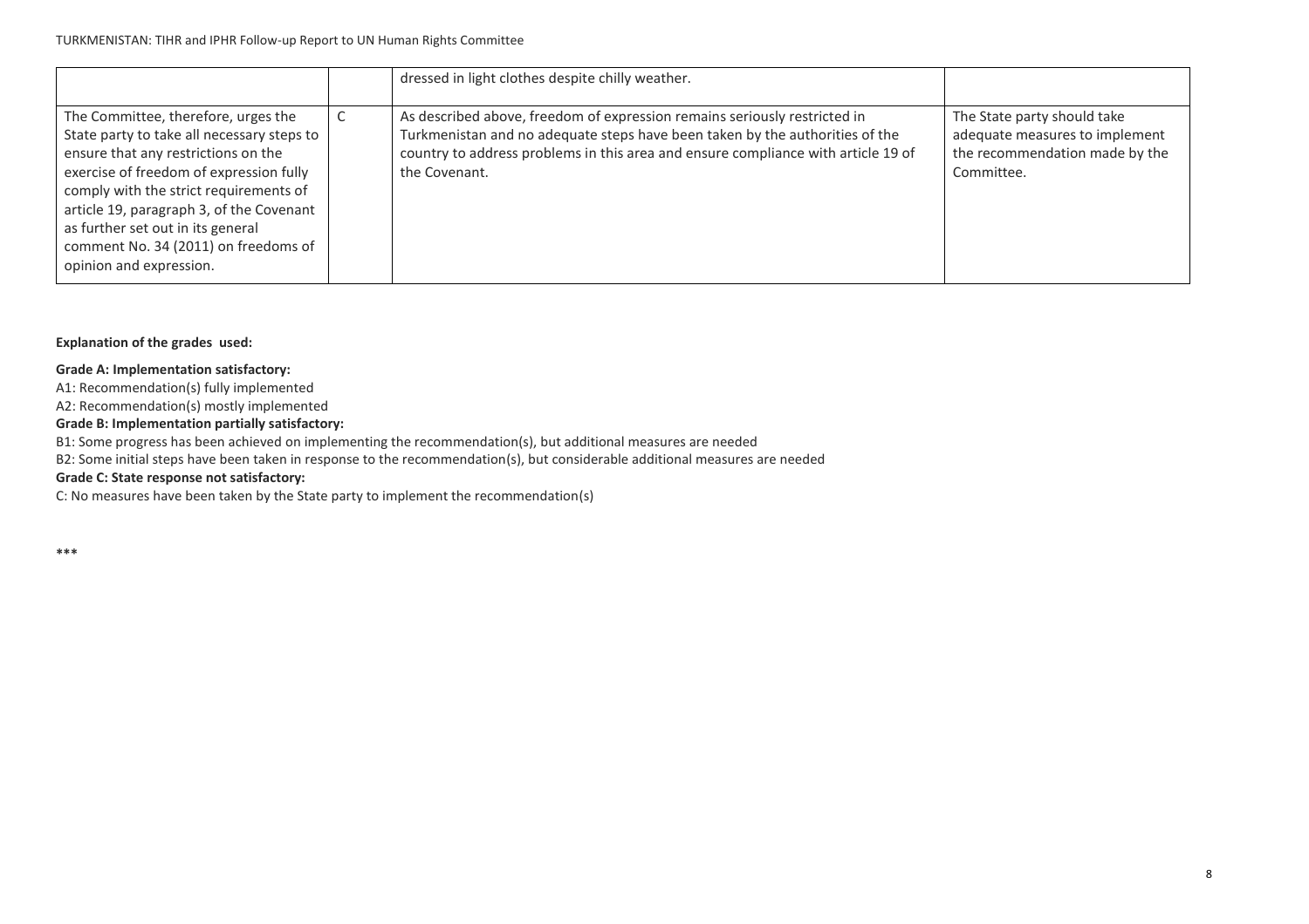| | | | |
|---|---|---|---|
| | | dressed in light clothes despite chilly weather. | |
| The Committee, therefore, urges the State party to take all necessary steps to ensure that any restrictions on the exercise of freedom of expression fully comply with the strict requirements of article 19, paragraph 3, of the Covenant as further set out in its general comment No. 34 (2011) on freedoms of opinion and expression. | C | As described above, freedom of expression remains seriously restricted in Turkmenistan and no adequate steps have been taken by the authorities of the country to address problems in this area and ensure compliance with article 19 of the Covenant. | The State party should take adequate measures to implement the recommendation made by the Committee. |

**Explanation of the grades used:**

**Grade A: Implementation satisfactory:**

A1: Recommendation(s) fully implemented

A2: Recommendation(s) mostly implemented

**Grade B: Implementation partially satisfactory:**

B1: Some progress has been achieved on implementing the recommendation(s), but additional measures are needed

B2: Some initial steps have been taken in response to the recommendation(s), but considerable additional measures are needed

**Grade C: State response not satisfactory:**

C: No measures have been taken by the State party to implement the recommendation(s)

***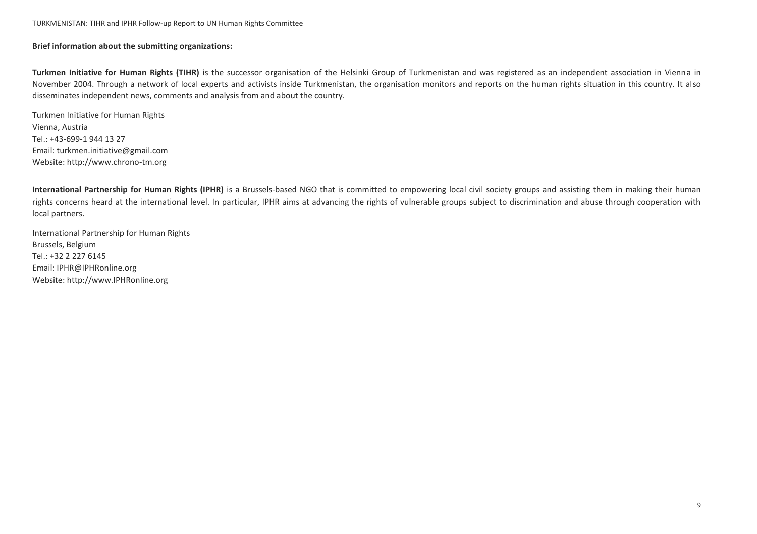**Brief information about the submitting organizations:**

**Turkmen Initiative for Human Rights (TIHR)** is the successor organisation of the Helsinki Group of Turkmenistan and was registered as an independent association in Vienna in November 2004. Through a network of local experts and activists inside Turkmenistan, the organisation monitors and reports on the human rights situation in this country. It also disseminates independent news, comments and analysis from and about the country.

Turkmen Initiative for Human Rights
Vienna, Austria
Tel.: +43-699-1 944 13 27
Email: turkmen.initiative@gmail.com
Website: http://www.chrono-tm.org

**International Partnership for Human Rights (IPHR)** is a Brussels-based NGO that is committed to empowering local civil society groups and assisting them in making their human rights concerns heard at the international level. In particular, IPHR aims at advancing the rights of vulnerable groups subject to discrimination and abuse through cooperation with local partners.

International Partnership for Human Rights
Brussels, Belgium
Tel.: +32 2 227 6145
Email: IPHR@IPHRonline.org
Website: http://www.IPHRonline.org